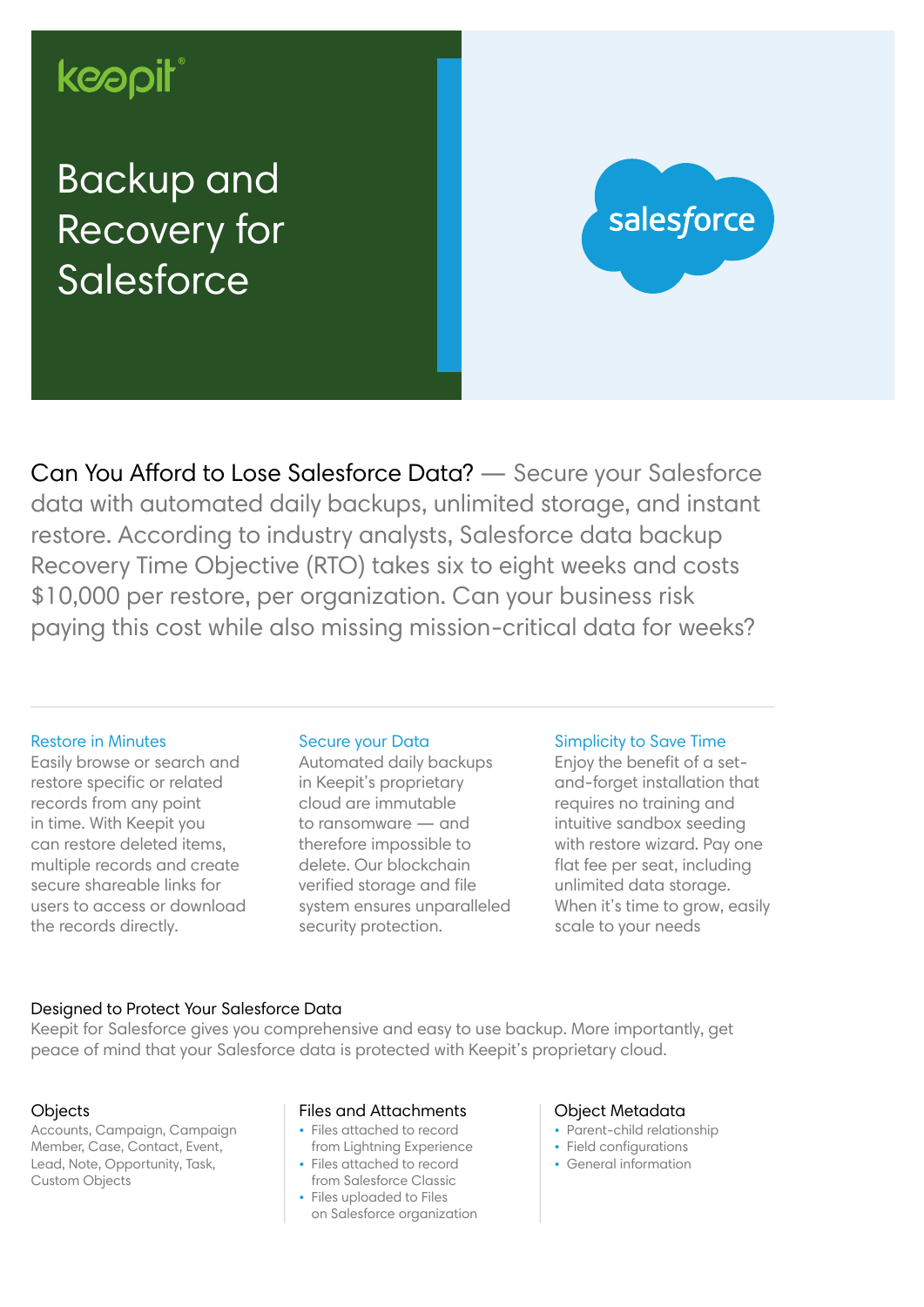keepit®

# Backup and Recovery for Salesforce

salesforce

**Can You Afford to Lose Salesforce Data?** — Secure your Salesforce data with automated daily backups, unlimited storage, and instant restore. According to industry analysts, Salesforce data backup Recovery Time Objective (RTO) takes six to eight weeks and costs $10,000 per restore, per organization. Can your business risk paying this cost while also missing mission-critical data for weeks?

---

### Restore in Minutes

Easily browse or search and restore specific or related records from any point in time. With Keepit you can restore deleted items, multiple records and create secure shareable links for users to access or download the records directly.

### Secure your Data

Automated daily backups in Keepit's proprietary cloud are immutable to ransomware — and therefore impossible to delete. Our blockchain verified storage and file system ensures unparalleled security protection.

### Simplicity to Save Time

Enjoy the benefit of a set-and-forget installation that requires no training and intuitive sandbox seeding with restore wizard. Pay one flat fee per seat, including unlimited data storage. When it's time to grow, easily scale to your needs

## Designed to Protect Your Salesforce Data

Keepit for Salesforce gives you comprehensive and easy to use backup. More importantly, get peace of mind that your Salesforce data is protected with Keepit's proprietary cloud.

### Objects

Accounts, Campaign, Campaign Member, Case, Contact, Event, Lead, Note, Opportunity, Task, Custom Objects

### Files and Attachments

- Files attached to record from Lightning Experience
- Files attached to record from Salesforce Classic
- Files uploaded to Files on Salesforce organization

### Object Metadata

- Parent-child relationship
- Field configurations
- General information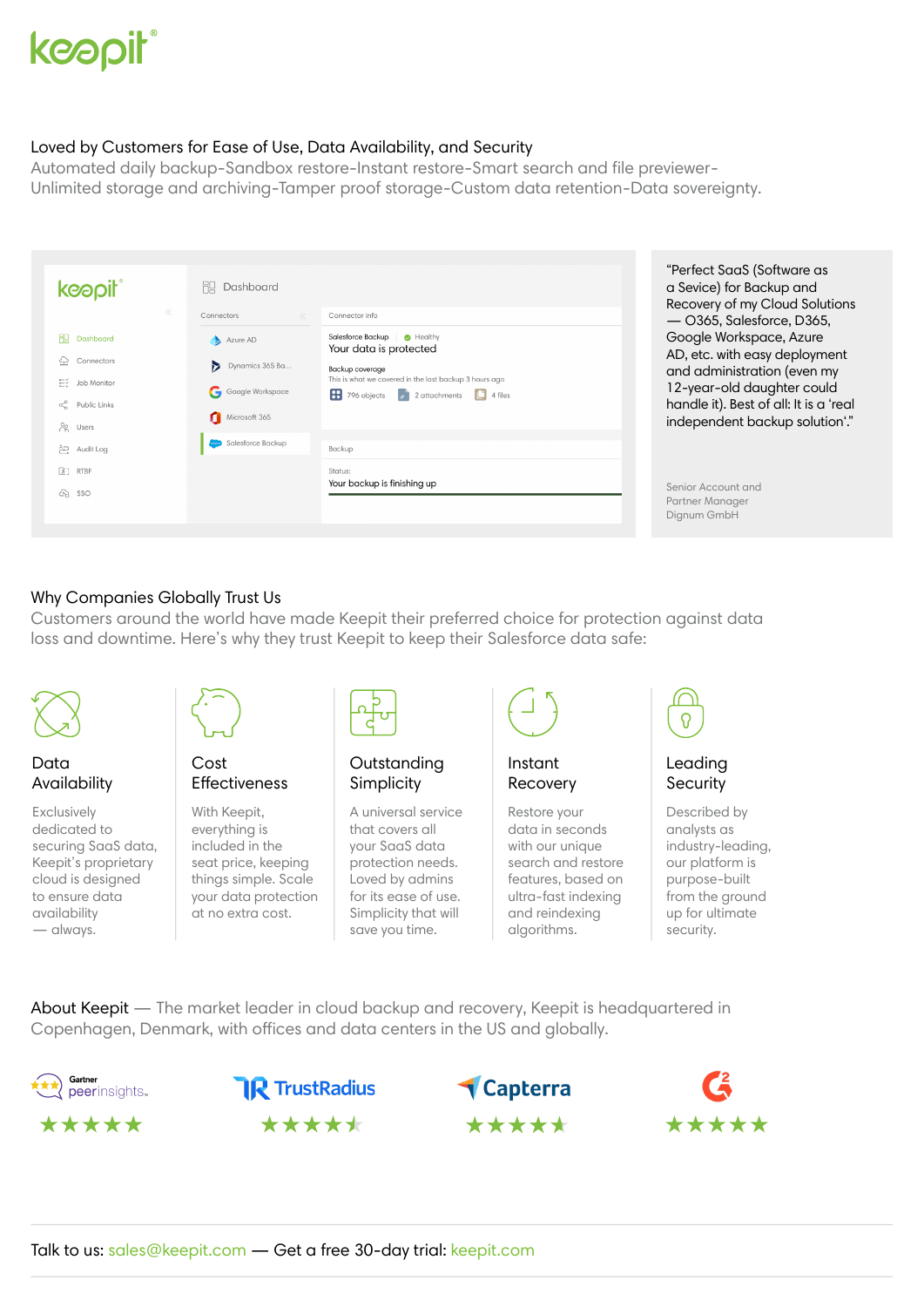keepit®

## Loved by Customers for Ease of Use, Data Availability, and Security

Automated daily backup-Sandbox restore-Instant restore-Smart search and file previewer-Unlimited storage and archiving-Tamper proof storage-Custom data retention-Data sovereignty.

"Perfect SaaS (Software as a Sevice) for Backup and Recovery of my Cloud Solutions — O365, Salesforce, D365, Google Workspace, Azure AD, etc. with easy deployment and administration (even my 12-year-old daughter could handle it). Best of all: It is a 'real independent backup solution'."

Senior Account and Partner Manager
Dignum GmbH

## Why Companies Globally Trust Us

Customers around the world have made Keepit their preferred choice for protection against data loss and downtime. Here's why they trust Keepit to keep their Salesforce data safe:

### Data Availability

Exclusively dedicated to securing SaaS data, Keepit's proprietary cloud is designed to ensure data availability — always.

### Cost Effectiveness

With Keepit, everything is included in the seat price, keeping things simple. Scale your data protection at no extra cost.

### Outstanding Simplicity

A universal service that covers all your SaaS data protection needs. Loved by admins for its ease of use. Simplicity that will save you time.

### Instant Recovery

Restore your data in seconds with our unique search and restore features, based on ultra-fast indexing and reindexing algorithms.

### Leading Security

Described by analysts as industry-leading, our platform is purpose-built from the ground up for ultimate security.

**About Keepit** — The market leader in cloud backup and recovery, Keepit is headquartered in Copenhagen, Denmark, with offices and data centers in the US and globally.

Gartner peerinsights ★★★★★ | TrustRadius ★★★★½ | Capterra ★★★★½ | G2 ★★★★★

Talk to us: sales@keepit.com — Get a free 30-day trial: keepit.com